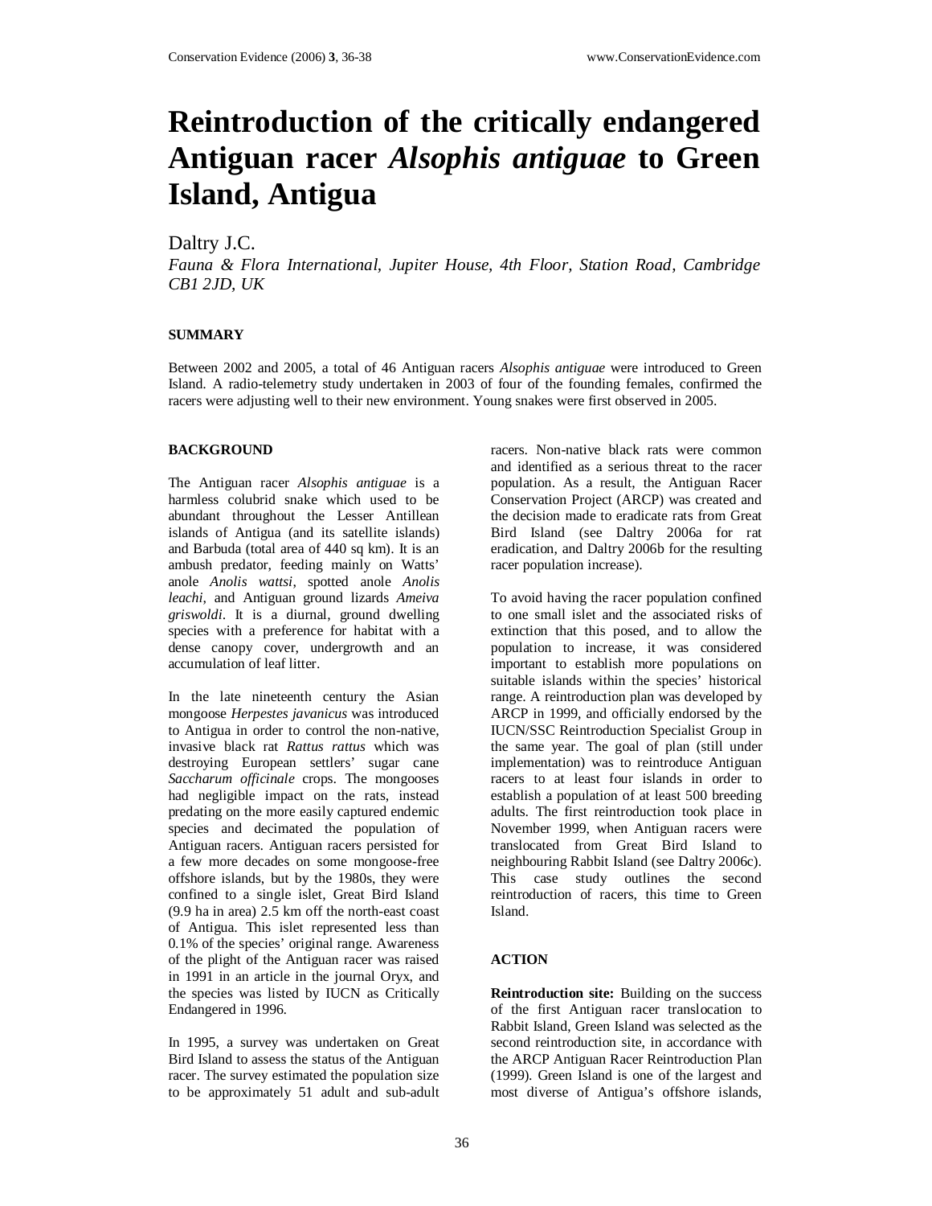# Reintroduction of the critically endangered Antiguan racer *Alsophis antiguae* to Green Island, Antigua

Daltry J.C.

*Fauna & Flora International, Jupiter House, 4th Floor, Station Road, Cambridge CB1 2JD, UK*

## SUMMARY

Between 2002 and 2005, a total of 46 Antiguan racers *Alsophis antiguae* were introduced to Green Island. A radio-telemetry study undertaken in 2003 of four of the founding females, confirmed the racers were adjusting well to their new environment. Young snakes were first observed in 2005.

## BACKGROUND

The Antiguan racer *Alsophis antiguae* is a harmless colubrid snake which used to be abundant throughout the Lesser Antillean islands of Antigua (and its satellite islands) and Barbuda (total area of 440 sq km). It is an ambush predator, feeding mainly on Watts' anole *Anolis wattsi*, spotted anole *Anolis leachi*, and Antiguan ground lizards *Ameiva griswoldi*. It is a diurnal, ground dwelling species with a preference for habitat with a dense canopy cover, undergrowth and an accumulation of leaf litter.

In the late nineteenth century the Asian mongoose *Herpestes javanicus* was introduced to Antigua in order to control the non-native, invasive black rat *Rattus rattus* which was destroying European settlers' sugar cane *Saccharum officinale* crops. The mongooses had negligible impact on the rats, instead predating on the more easily captured endemic species and decimated the population of Antiguan racers. Antiguan racers persisted for a few more decades on some mongoose-free offshore islands, but by the 1980s, they were confined to a single islet, Great Bird Island (9.9 ha in area) 2.5 km off the north-east coast of Antigua. This islet represented less than 0.1% of the species' original range. Awareness of the plight of the Antiguan racer was raised in 1991 in an article in the journal Oryx, and the species was listed by IUCN as Critically Endangered in 1996.

In 1995, a survey was undertaken on Great Bird Island to assess the status of the Antiguan racer. The survey estimated the population size to be approximately 51 adult and sub-adult racers. Non-native black rats were common and identified as a serious threat to the racer population. As a result, the Antiguan Racer Conservation Project (ARCP) was created and the decision made to eradicate rats from Great Bird Island (see Daltry 2006a for rat eradication, and Daltry 2006b for the resulting racer population increase).

To avoid having the racer population confined to one small islet and the associated risks of extinction that this posed, and to allow the population to increase, it was considered important to establish more populations on suitable islands within the species' historical range. A reintroduction plan was developed by ARCP in 1999, and officially endorsed by the IUCN/SSC Reintroduction Specialist Group in the same year. The goal of plan (still under implementation) was to reintroduce Antiguan racers to at least four islands in order to establish a population of at least 500 breeding adults. The first reintroduction took place in November 1999, when Antiguan racers were translocated from Great Bird Island to neighbouring Rabbit Island (see Daltry 2006c). This case study outlines the second reintroduction of racers, this time to Green Island.

## ACTION

**Reintroduction site:** Building on the success of the first Antiguan racer translocation to Rabbit Island, Green Island was selected as the second reintroduction site, in accordance with the ARCP Antiguan Racer Reintroduction Plan (1999). Green Island is one of the largest and most diverse of Antigua's offshore islands,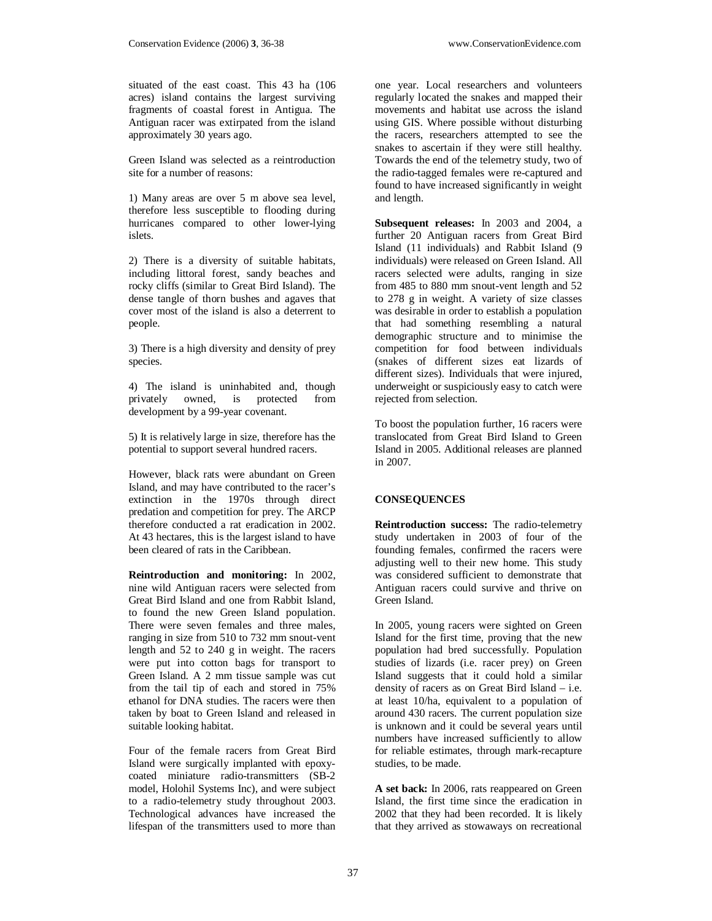situated of the east coast. This 43 ha (106 acres) island contains the largest surviving fragments of coastal forest in Antigua. The Antiguan racer was extirpated from the island approximately 30 years ago.

Green Island was selected as a reintroduction site for a number of reasons:

1) Many areas are over 5 m above sea level, therefore less susceptible to flooding during hurricanes compared to other lower-lying islets.

2) There is a diversity of suitable habitats, including littoral forest, sandy beaches and rocky cliffs (similar to Great Bird Island). The dense tangle of thorn bushes and agaves that cover most of the island is also a deterrent to people.

3) There is a high diversity and density of prey species.

4) The island is uninhabited and, though privately owned, is protected from development by a 99-year covenant.

5) It is relatively large in size, therefore has the potential to support several hundred racers.

However, black rats were abundant on Green Island, and may have contributed to the racer's extinction in the 1970s through direct predation and competition for prey. The ARCP therefore conducted a rat eradication in 2002. At 43 hectares, this is the largest island to have been cleared of rats in the Caribbean.

**Reintroduction and monitoring:** In 2002, nine wild Antiguan racers were selected from Great Bird Island and one from Rabbit Island, to found the new Green Island population. There were seven females and three males, ranging in size from 510 to 732 mm snout-vent length and 52 to 240 g in weight. The racers were put into cotton bags for transport to Green Island. A 2 mm tissue sample was cut from the tail tip of each and stored in 75% ethanol for DNA studies. The racers were then taken by boat to Green Island and released in suitable looking habitat.

Four of the female racers from Great Bird Island were surgically implanted with epoxy-coated miniature radio-transmitters (SB-2 model, Holohil Systems Inc), and were subject to a radio-telemetry study throughout 2003. Technological advances have increased the lifespan of the transmitters used to more than one year. Local researchers and volunteers regularly located the snakes and mapped their movements and habitat use across the island using GIS. Where possible without disturbing the racers, researchers attempted to see the snakes to ascertain if they were still healthy. Towards the end of the telemetry study, two of the radio-tagged females were re-captured and found to have increased significantly in weight and length.

**Subsequent releases:** In 2003 and 2004, a further 20 Antiguan racers from Great Bird Island (11 individuals) and Rabbit Island (9 individuals) were released on Green Island. All racers selected were adults, ranging in size from 485 to 880 mm snout-vent length and 52 to 278 g in weight. A variety of size classes was desirable in order to establish a population that had something resembling a natural demographic structure and to minimise the competition for food between individuals (snakes of different sizes eat lizards of different sizes). Individuals that were injured, underweight or suspiciously easy to catch were rejected from selection.

To boost the population further, 16 racers were translocated from Great Bird Island to Green Island in 2005. Additional releases are planned in 2007.

## CONSEQUENCES

**Reintroduction success:** The radio-telemetry study undertaken in 2003 of four of the founding females, confirmed the racers were adjusting well to their new home. This study was considered sufficient to demonstrate that Antiguan racers could survive and thrive on Green Island.

In 2005, young racers were sighted on Green Island for the first time, proving that the new population had bred successfully. Population studies of lizards (i.e. racer prey) on Green Island suggests that it could hold a similar density of racers as on Great Bird Island – i.e. at least 10/ha, equivalent to a population of around 430 racers. The current population size is unknown and it could be several years until numbers have increased sufficiently to allow for reliable estimates, through mark-recapture studies, to be made.

**A set back:** In 2006, rats reappeared on Green Island, the first time since the eradication in 2002 that they had been recorded. It is likely that they arrived as stowaways on recreational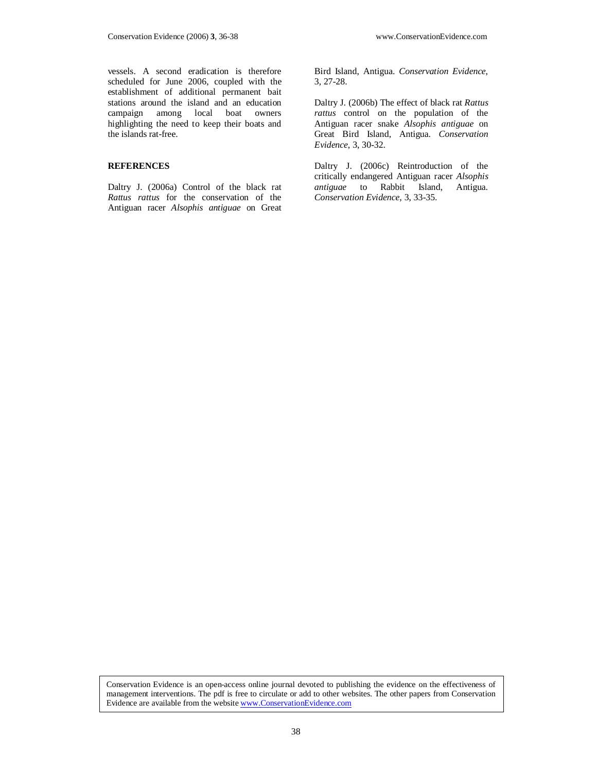vessels. A second eradication is therefore scheduled for June 2006, coupled with the establishment of additional permanent bait stations around the island and an education campaign among local boat owners highlighting the need to keep their boats and the islands rat-free.

## REFERENCES

Daltry J. (2006a) Control of the black rat *Rattus rattus* for the conservation of the Antiguan racer *Alsophis antiguae* on Great Bird Island, Antigua. *Conservation Evidence*, 3, 27-28.

Daltry J. (2006b) The effect of black rat *Rattus rattus* control on the population of the Antiguan racer snake *Alsophis antiguae* on Great Bird Island, Antigua. *Conservation Evidence*, 3, 30-32.

Daltry J. (2006c) Reintroduction of the critically endangered Antiguan racer *Alsophis antiguae* to Rabbit Island, Antigua. *Conservation Evidence*, 3, 33-35.

Conservation Evidence is an open-access online journal devoted to publishing the evidence on the effectiveness of management interventions. The pdf is free to circulate or add to other websites. The other papers from Conservation Evidence are available from the website www.ConservationEvidence.com